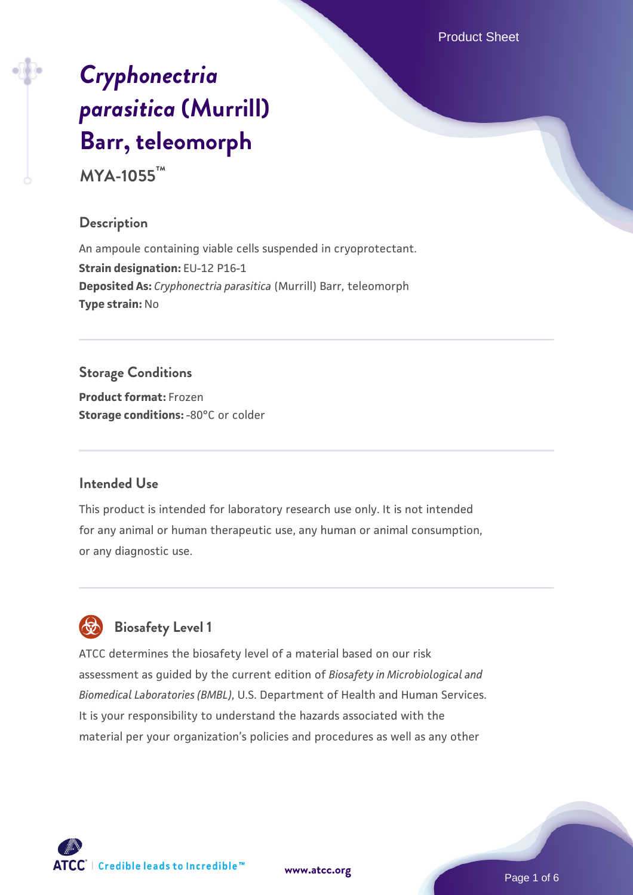# *Cryphonectria parasitica* (Murrill) Barr, teleomorph

**MYA-1055™**

## Description

An ampoule containing viable cells suspended in cryoprotectant.

**Strain designation:** EU-12 P16-1

**Deposited As:** *Cryphonectria parasitica* (Murrill) Barr, teleomorph

**Type strain:** No

## Storage Conditions

**Product format:** Frozen

**Storage conditions:** -80°C or colder

## Intended Use

This product is intended for laboratory research use only. It is not intended for any animal or human therapeutic use, any human or animal consumption, or any diagnostic use.

## Biosafety Level 1

ATCC determines the biosafety level of a material based on our risk assessment as guided by the current edition of *Biosafety in Microbiological and Biomedical Laboratories (BMBL)*, U.S. Department of Health and Human Services. It is your responsibility to understand the hazards associated with the material per your organization's policies and procedures as well as any other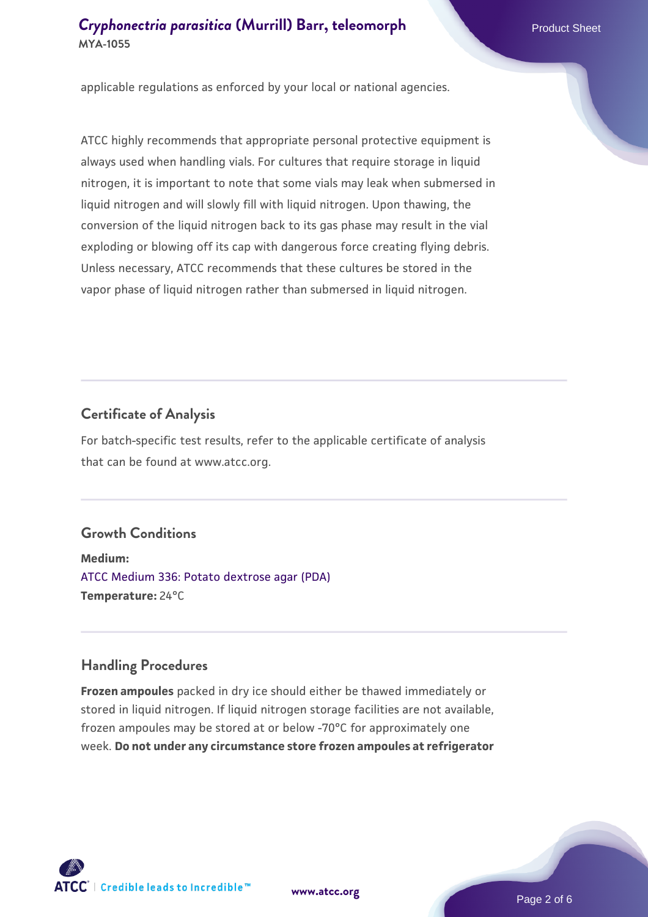applicable regulations as enforced by your local or national agencies.

ATCC highly recommends that appropriate personal protective equipment is always used when handling vials. For cultures that require storage in liquid nitrogen, it is important to note that some vials may leak when submersed in liquid nitrogen and will slowly fill with liquid nitrogen. Upon thawing, the conversion of the liquid nitrogen back to its gas phase may result in the vial exploding or blowing off its cap with dangerous force creating flying debris. Unless necessary, ATCC recommends that these cultures be stored in the vapor phase of liquid nitrogen rather than submersed in liquid nitrogen.

## Certificate of Analysis

For batch-specific test results, refer to the applicable certificate of analysis that can be found at www.atcc.org.

## Growth Conditions

**Medium:**
ATCC Medium 336: Potato dextrose agar (PDA)
**Temperature:** 24°C

## Handling Procedures

**Frozen ampoules** packed in dry ice should either be thawed immediately or stored in liquid nitrogen. If liquid nitrogen storage facilities are not available, frozen ampoules may be stored at or below -70°C for approximately one week. **Do not under any circumstance store frozen ampoules at refrigerator**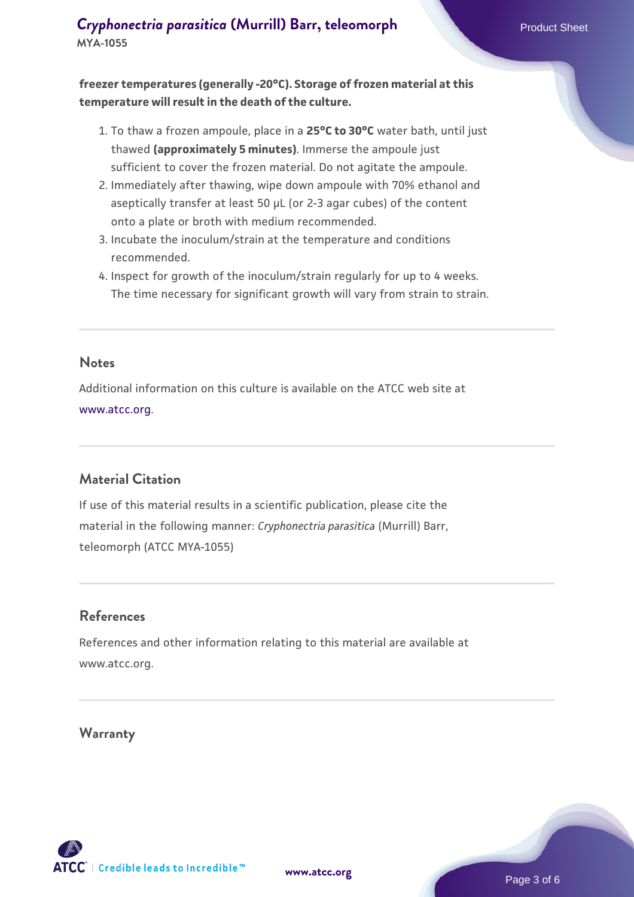**freezer temperatures (generally -20°C). Storage of frozen material at this temperature will result in the death of the culture.**

1. To thaw a frozen ampoule, place in a **25°C to 30°C** water bath, until just thawed **(approximately 5 minutes)**. Immerse the ampoule just sufficient to cover the frozen material. Do not agitate the ampoule.
2. Immediately after thawing, wipe down ampoule with 70% ethanol and aseptically transfer at least 50 µL (or 2-3 agar cubes) of the content onto a plate or broth with medium recommended.
3. Incubate the inoculum/strain at the temperature and conditions recommended.
4. Inspect for growth of the inoculum/strain regularly for up to 4 weeks. The time necessary for significant growth will vary from strain to strain.

## Notes

Additional information on this culture is available on the ATCC web site at www.atcc.org.

## Material Citation

If use of this material results in a scientific publication, please cite the material in the following manner: *Cryphonectria parasitica* (Murrill) Barr, teleomorph (ATCC MYA-1055)

## References

References and other information relating to this material are available at www.atcc.org.

## Warranty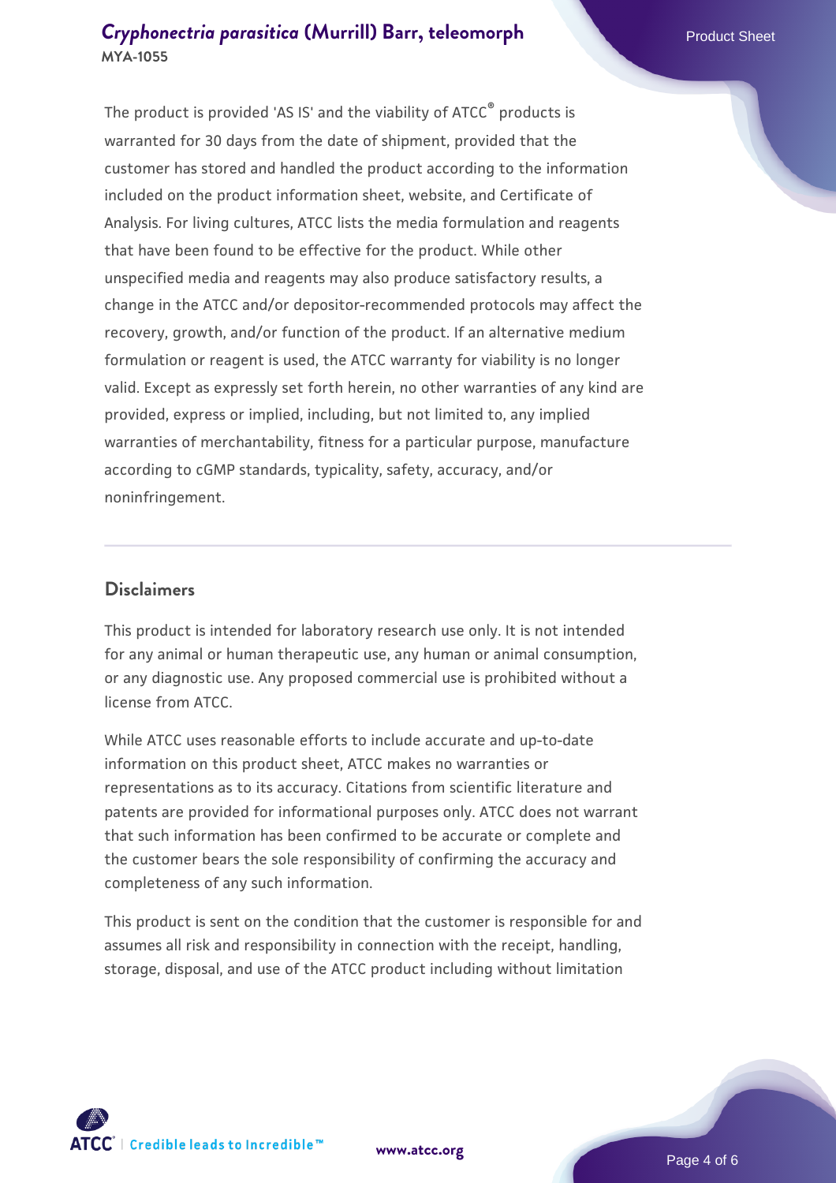The product is provided 'AS IS' and the viability of ATCC® products is warranted for 30 days from the date of shipment, provided that the customer has stored and handled the product according to the information included on the product information sheet, website, and Certificate of Analysis. For living cultures, ATCC lists the media formulation and reagents that have been found to be effective for the product. While other unspecified media and reagents may also produce satisfactory results, a change in the ATCC and/or depositor-recommended protocols may affect the recovery, growth, and/or function of the product. If an alternative medium formulation or reagent is used, the ATCC warranty for viability is no longer valid. Except as expressly set forth herein, no other warranties of any kind are provided, express or implied, including, but not limited to, any implied warranties of merchantability, fitness for a particular purpose, manufacture according to cGMP standards, typicality, safety, accuracy, and/or noninfringement.

## Disclaimers

This product is intended for laboratory research use only. It is not intended for any animal or human therapeutic use, any human or animal consumption, or any diagnostic use. Any proposed commercial use is prohibited without a license from ATCC.

While ATCC uses reasonable efforts to include accurate and up-to-date information on this product sheet, ATCC makes no warranties or representations as to its accuracy. Citations from scientific literature and patents are provided for informational purposes only. ATCC does not warrant that such information has been confirmed to be accurate or complete and the customer bears the sole responsibility of confirming the accuracy and completeness of any such information.

This product is sent on the condition that the customer is responsible for and assumes all risk and responsibility in connection with the receipt, handling, storage, disposal, and use of the ATCC product including without limitation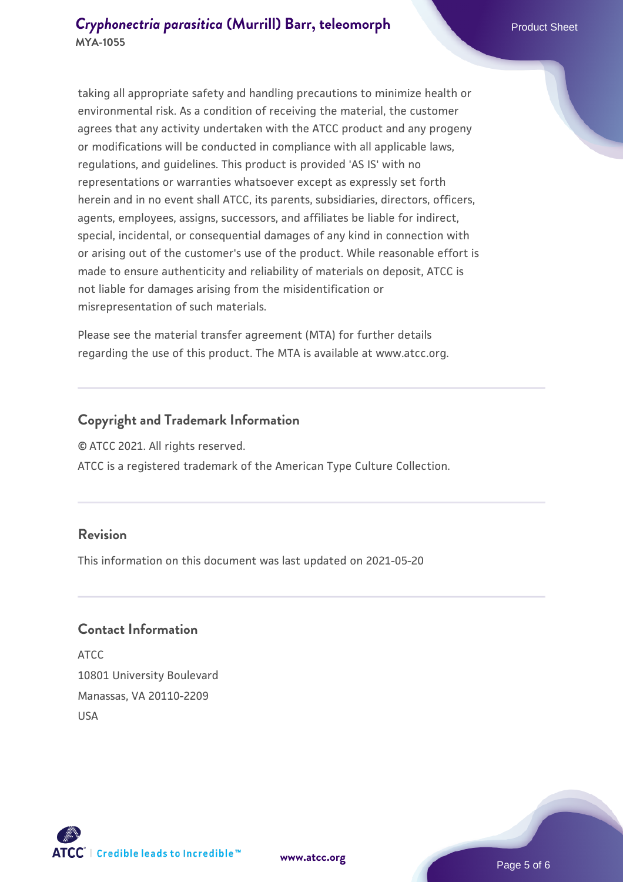taking all appropriate safety and handling precautions to minimize health or environmental risk. As a condition of receiving the material, the customer agrees that any activity undertaken with the ATCC product and any progeny or modifications will be conducted in compliance with all applicable laws, regulations, and guidelines. This product is provided 'AS IS' with no representations or warranties whatsoever except as expressly set forth herein and in no event shall ATCC, its parents, subsidiaries, directors, officers, agents, employees, assigns, successors, and affiliates be liable for indirect, special, incidental, or consequential damages of any kind in connection with or arising out of the customer's use of the product. While reasonable effort is made to ensure authenticity and reliability of materials on deposit, ATCC is not liable for damages arising from the misidentification or misrepresentation of such materials.

Please see the material transfer agreement (MTA) for further details regarding the use of this product. The MTA is available at www.atcc.org.

## Copyright and Trademark Information

© ATCC 2021. All rights reserved.

ATCC is a registered trademark of the American Type Culture Collection.

## Revision

This information on this document was last updated on 2021-05-20

## Contact Information

ATCC
10801 University Boulevard
Manassas, VA 20110-2209
USA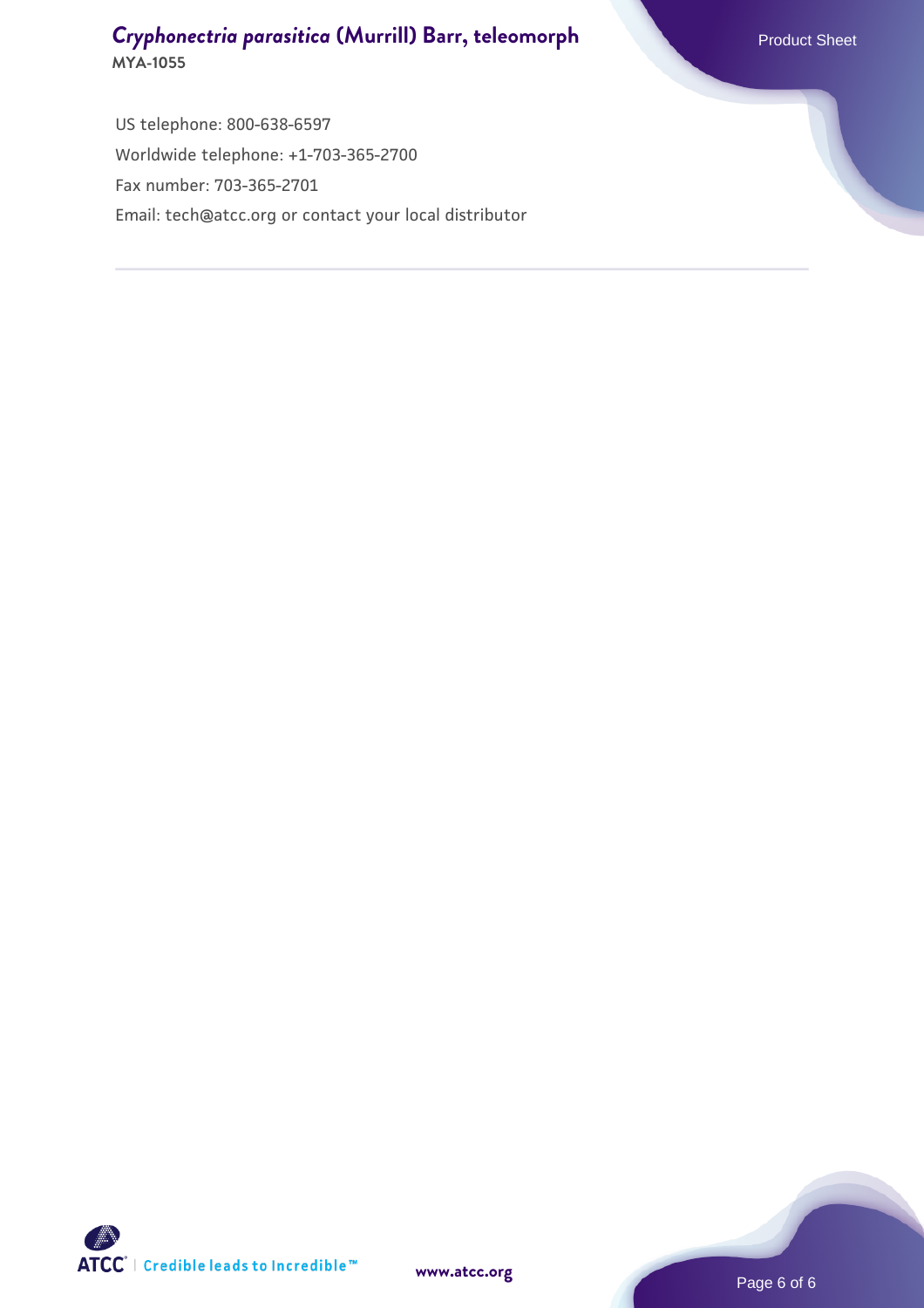US telephone: 800-638-6597

Worldwide telephone: +1-703-365-2700

Fax number: 703-365-2701

Email: tech@atcc.org or contact your local distributor